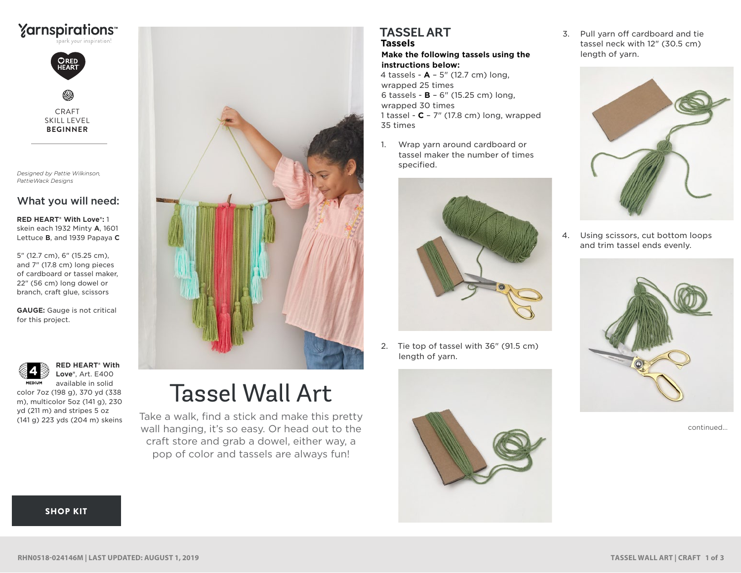Yarnspirations™
spark your inspiration!

RED HEART

CRAFT
SKILL LEVEL
**BEGINNER**

*Designed by Pattie Wilkinson, PattieWack Designs*

## What you will need:

**RED HEART® With Love®:** 1 skein each 1932 Minty **A**, 1601 Lettuce **B**, and 1939 Papaya **C**

5" (12.7 cm), 6" (15.25 cm), and 7" (17.8 cm) long pieces of cardboard or tassel maker, 22" (56 cm) long dowel or branch, craft glue, scissors

**GAUGE:** Gauge is not critical for this project.

4 MEDIUM

**RED HEART® With Love®**, Art. E400 available in solid color 7oz (198 g), 370 yd (338 m), multicolor 5oz (141 g), 230 yd (211 m) and stripes 5 oz (141 g) 223 yds (204 m) skeins

**SHOP KIT**

# Tassel Wall Art

Take a walk, find a stick and make this pretty wall hanging, it's so easy. Or head out to the craft store and grab a dowel, either way, a pop of color and tassels are always fun!

## TASSEL ART

### Tassels

**Make the following tassels using the instructions below:**

4 tassels - **A** – 5" (12.7 cm) long, wrapped 25 times
6 tassels - **B** – 6" (15.25 cm) long, wrapped 30 times
1 tassel - **C** – 7" (17.8 cm) long, wrapped 35 times

1. Wrap yarn around cardboard or tassel maker the number of times specified.

2. Tie top of tassel with 36" (91.5 cm) length of yarn.

3. Pull yarn off cardboard and tie tassel neck with 12" (30.5 cm) length of yarn.

4. Using scissors, cut bottom loops and trim tassel ends evenly.

continued...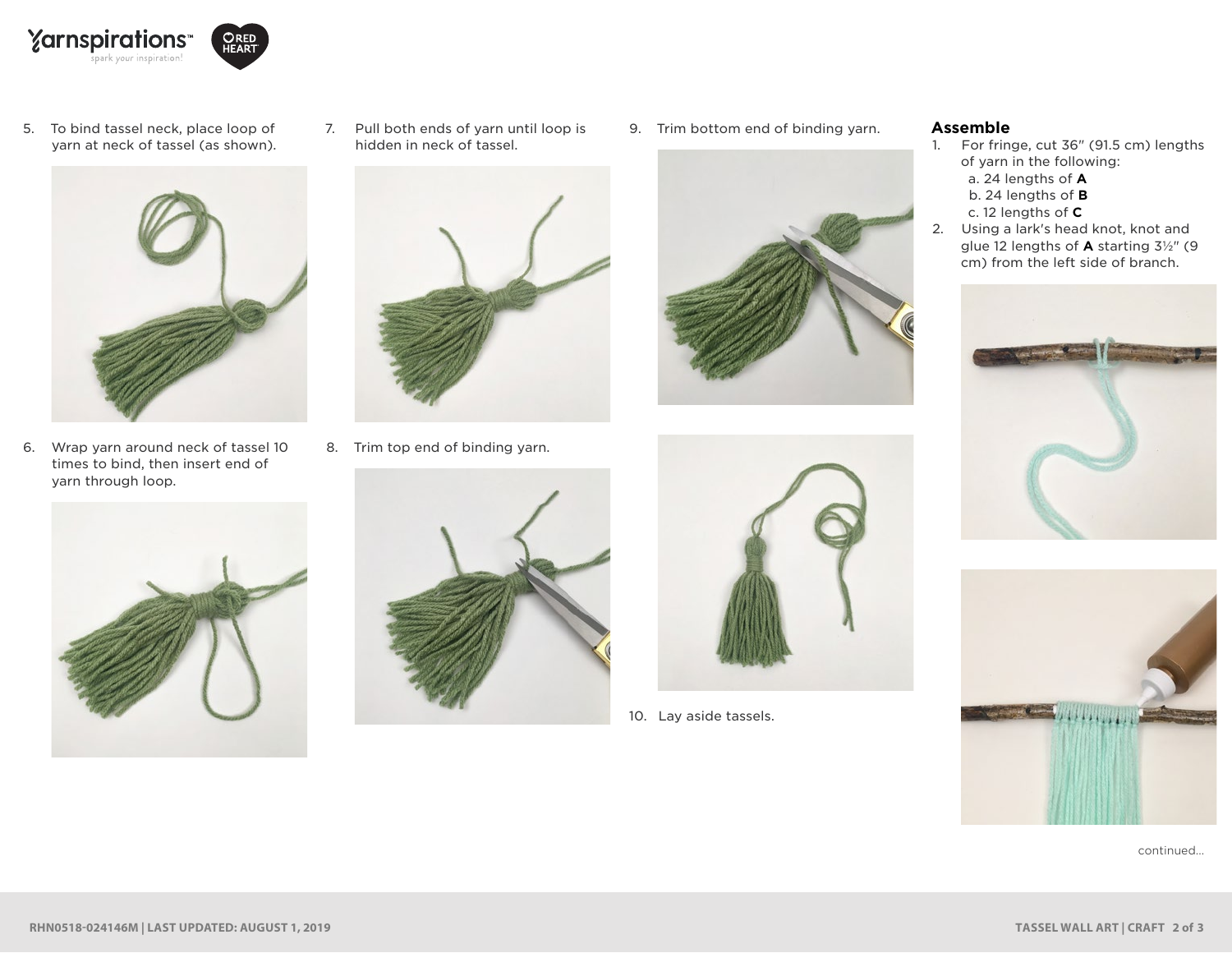5. To bind tassel neck, place loop of yarn at neck of tassel (as shown).

6. Wrap yarn around neck of tassel 10 times to bind, then insert end of yarn through loop.

7. Pull both ends of yarn until loop is hidden in neck of tassel.

8. Trim top end of binding yarn.

9. Trim bottom end of binding yarn.

10. Lay aside tassels.

## Assemble

1. For fringe, cut 36" (91.5 cm) lengths of yarn in the following:
   a. 24 lengths of **A**
   b. 24 lengths of **B**
   c. 12 lengths of **C**
2. Using a lark's head knot, knot and glue 12 lengths of **A** starting 3½" (9 cm) from the left side of branch.

continued...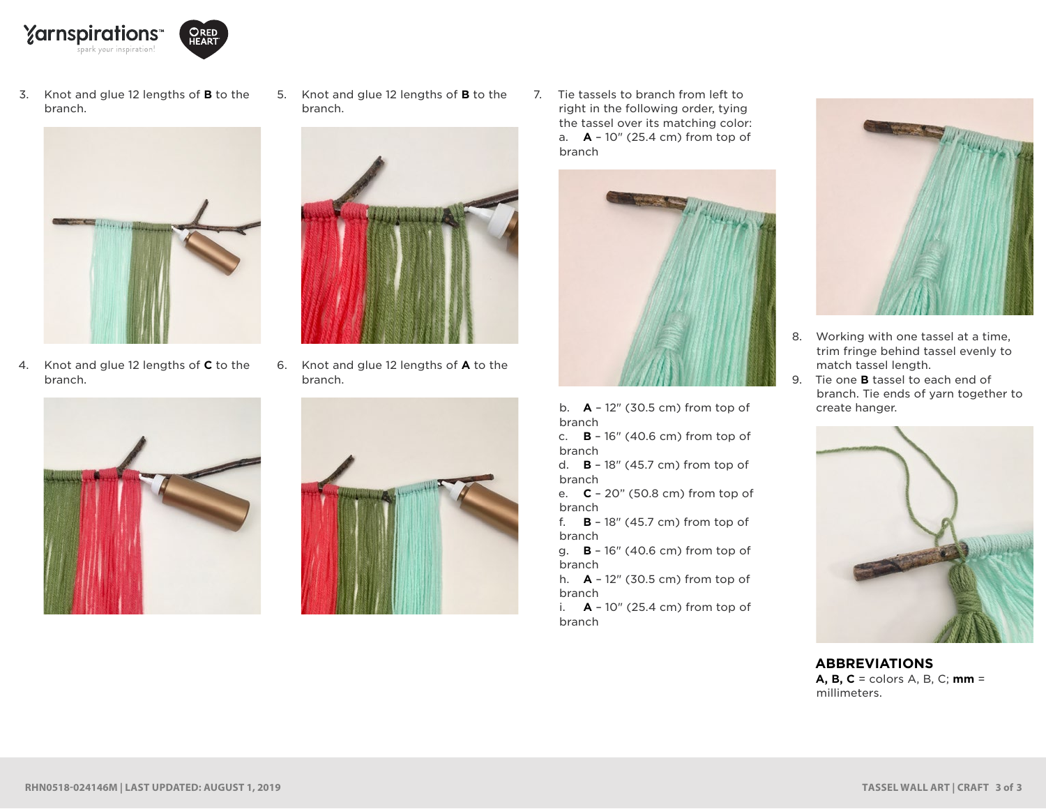3. Knot and glue 12 lengths of **B** to the branch.

4. Knot and glue 12 lengths of **C** to the branch.

5. Knot and glue 12 lengths of **B** to the branch.

6. Knot and glue 12 lengths of **A** to the branch.

7. Tie tassels to branch from left to right in the following order, tying the tassel over its matching color:
   a. **A** – 10" (25.4 cm) from top of branch
   b. **A** – 12" (30.5 cm) from top of branch
   c. **B** – 16" (40.6 cm) from top of branch
   d. **B** – 18" (45.7 cm) from top of branch
   e. **C** – 20" (50.8 cm) from top of branch
   f. **B** – 18" (45.7 cm) from top of branch
   g. **B** – 16" (40.6 cm) from top of branch
   h. **A** – 12" (30.5 cm) from top of branch
   i. **A** – 10" (25.4 cm) from top of branch

8. Working with one tassel at a time, trim fringe behind tassel evenly to match tassel length.

9. Tie one **B** tassel to each end of branch. Tie ends of yarn together to create hanger.

## ABBREVIATIONS

**A, B, C** = colors A, B, C; **mm** = millimeters.

RHN0518-024146M | LAST UPDATED: AUGUST 1, 2019